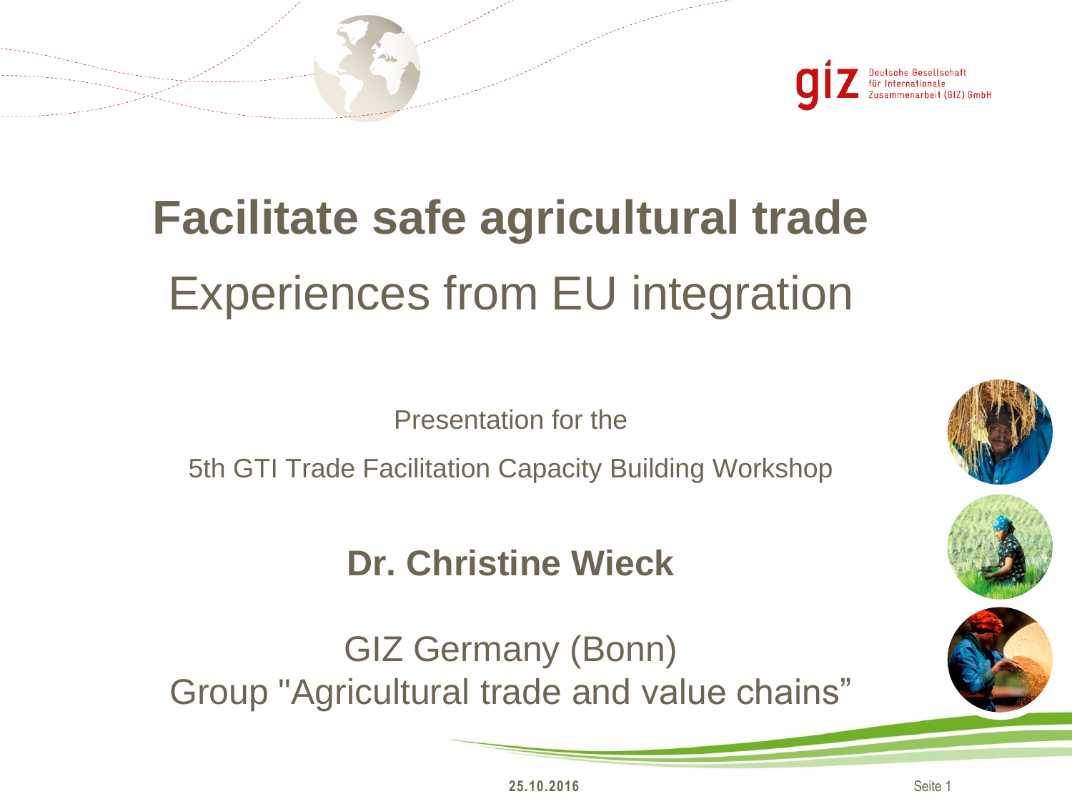Deutsche Gesellschaft für Internationale Zusammenarbeit (GIZ) GmbH

# Facilitate safe agricultural trade

## Experiences from EU integration

Presentation for the

5th GTI Trade Facilitation Capacity Building Workshop

**Dr. Christine Wieck**

GIZ Germany (Bonn)
Group "Agricultural trade and value chains"

**25.10.2016**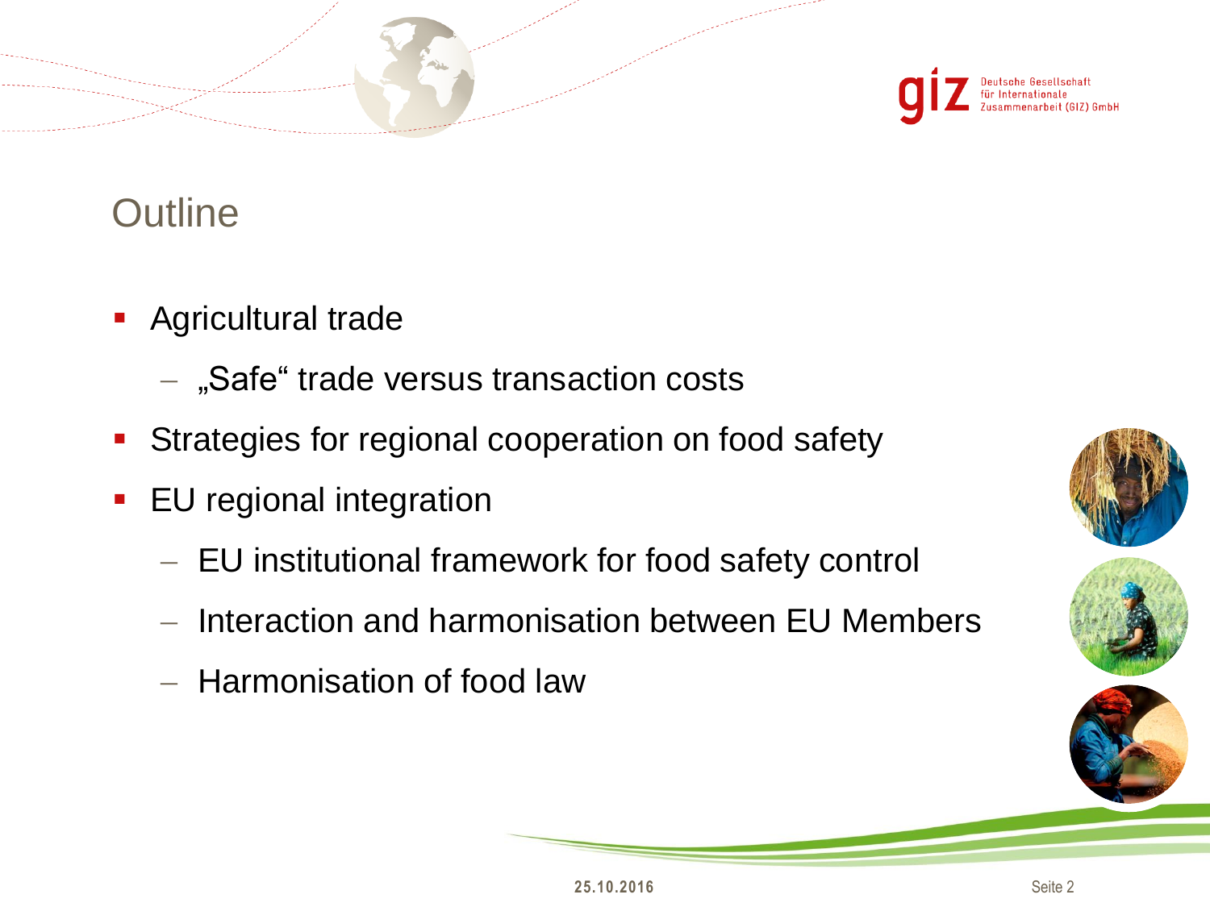# Outline

- Agricultural trade
  - „Safe“ trade versus transaction costs
- Strategies for regional cooperation on food safety
- EU regional integration
  - EU institutional framework for food safety control
  - Interaction and harmonisation between EU Members
  - Harmonisation of food law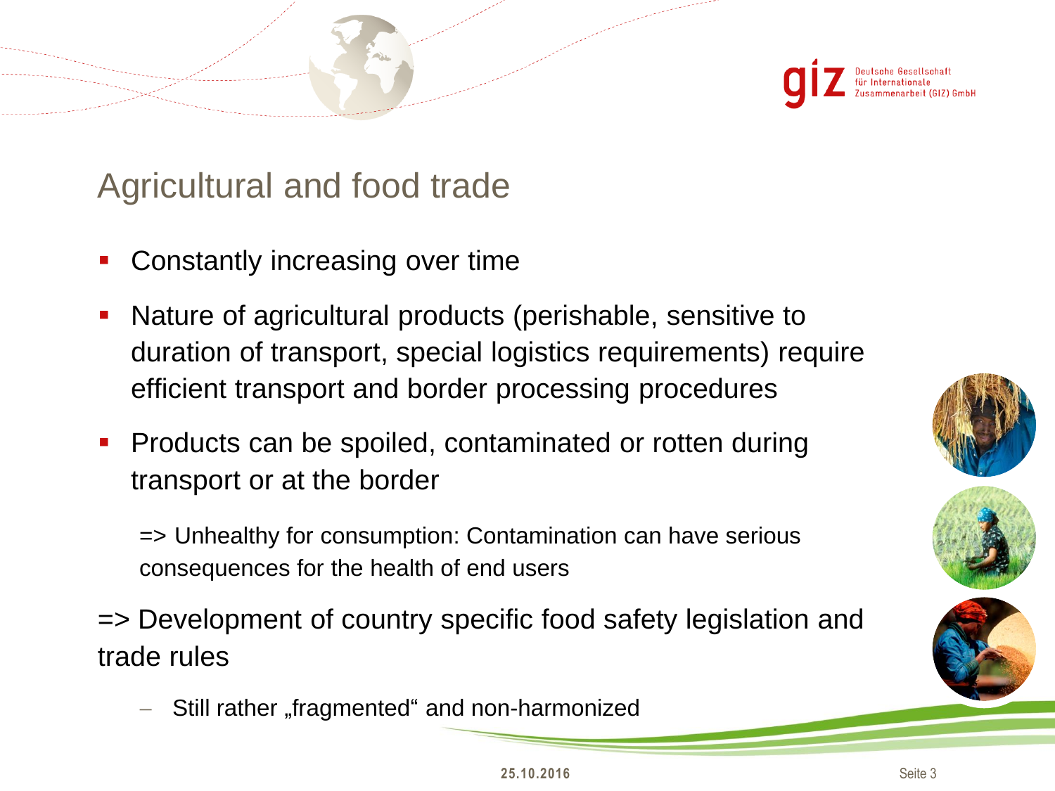# Agricultural and food trade

- Constantly increasing over time
- Nature of agricultural products (perishable, sensitive to duration of transport, special logistics requirements) require efficient transport and border processing procedures
- Products can be spoiled, contaminated or rotten during transport or at the border

  => Unhealthy for consumption: Contamination can have serious consequences for the health of end users

=> Development of country specific food safety legislation and trade rules

  – Still rather „fragmented“ and non-harmonized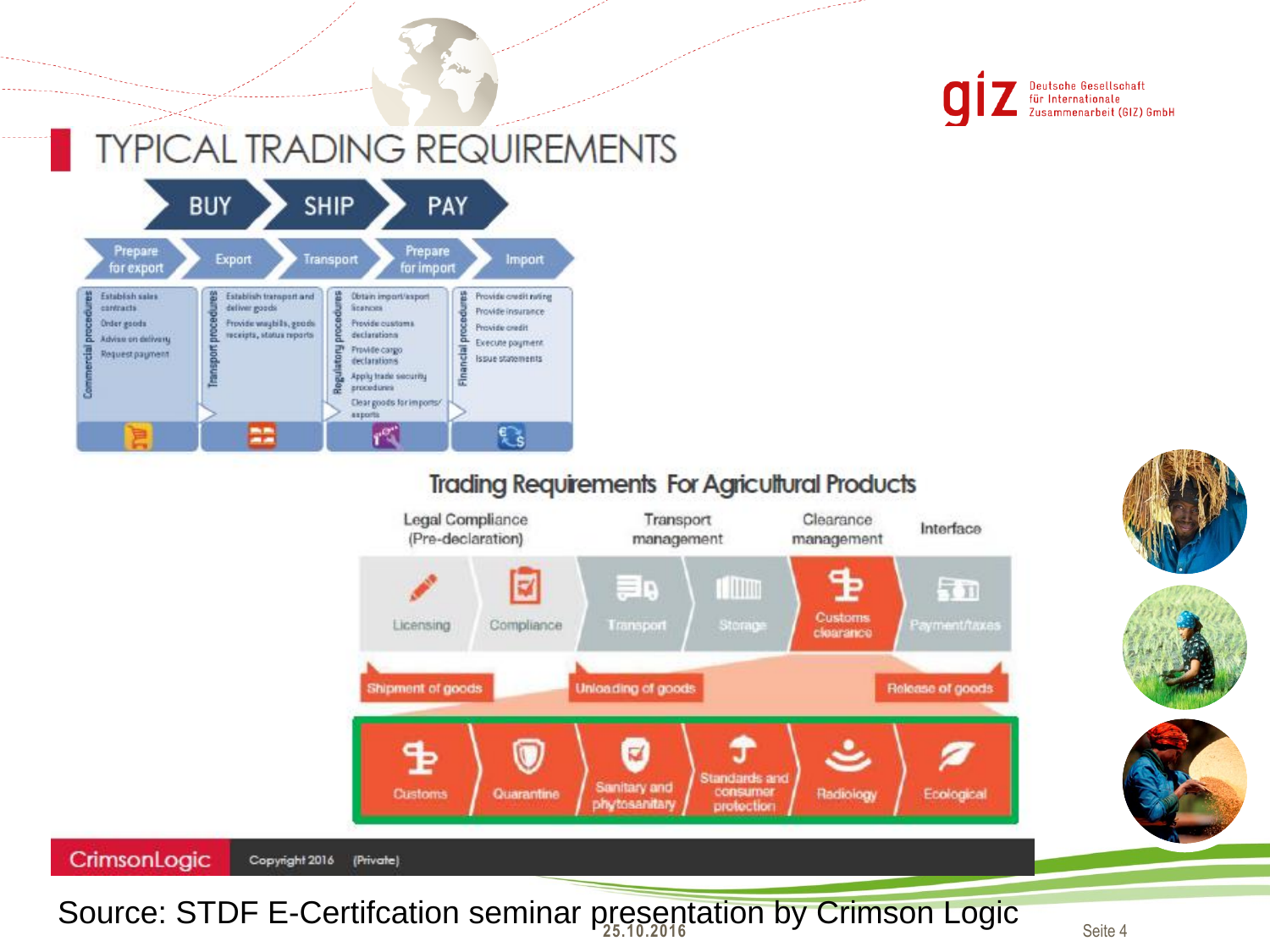# TYPICAL TRADING REQUIREMENTS

**BUY → SHIP → PAY**

Prepare for export → Export → Transport → Prepare for import → Import

| Commercial procedures | Transport procedures | Regulatory procedures | Financial procedures |
|---|---|---|---|
| Establish sales contracts | Establish transport and deliver goods | Obtain import/export licences | Provide credit rating |
| Order goods | Provide waybills, goods receipts, status reports | Provide customs declarations | Provide insurance |
| Advise on delivery | | Provide cargo declarations | Provide credit |
| Request payment | | Apply trade security procedures | Execute payment |
| | | Clear goods for import/export | Issue statements |

## Trading Requirements For Agricultural Products

| Legal Compliance (Pre-declaration) | | Transport management | | Clearance management | Interface |
|---|---|---|---|---|---|
| Licensing | Compliance | Transport | Storage | Customs clearance | Payment/taxes |

Shipment of goods → Unloading of goods → Release of goods

Customs | Quarantine | Sanitary and phytosanitary | Standards and consumer protection | Radiology | Ecological

CrimsonLogic Copyright 2016 (Private)

Source: STDF E-Certifcation seminar presentation by Crimson Logic

25.10.2016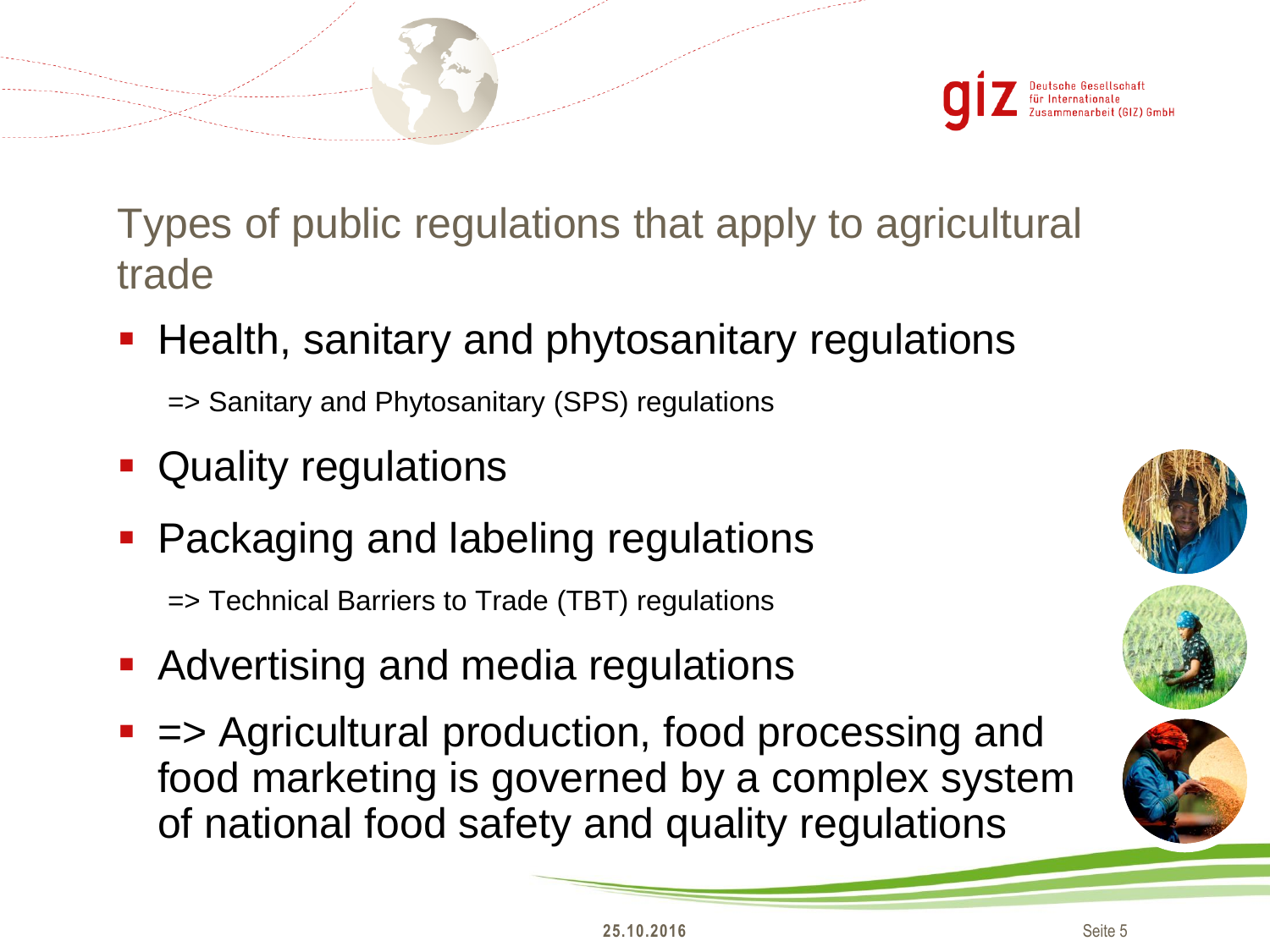# Types of public regulations that apply to agricultural trade

- Health, sanitary and phytosanitary regulations

  => Sanitary and Phytosanitary (SPS) regulations

- Quality regulations
- Packaging and labeling regulations

  => Technical Barriers to Trade (TBT) regulations

- Advertising and media regulations
- => Agricultural production, food processing and food marketing is governed by a complex system of national food safety and quality regulations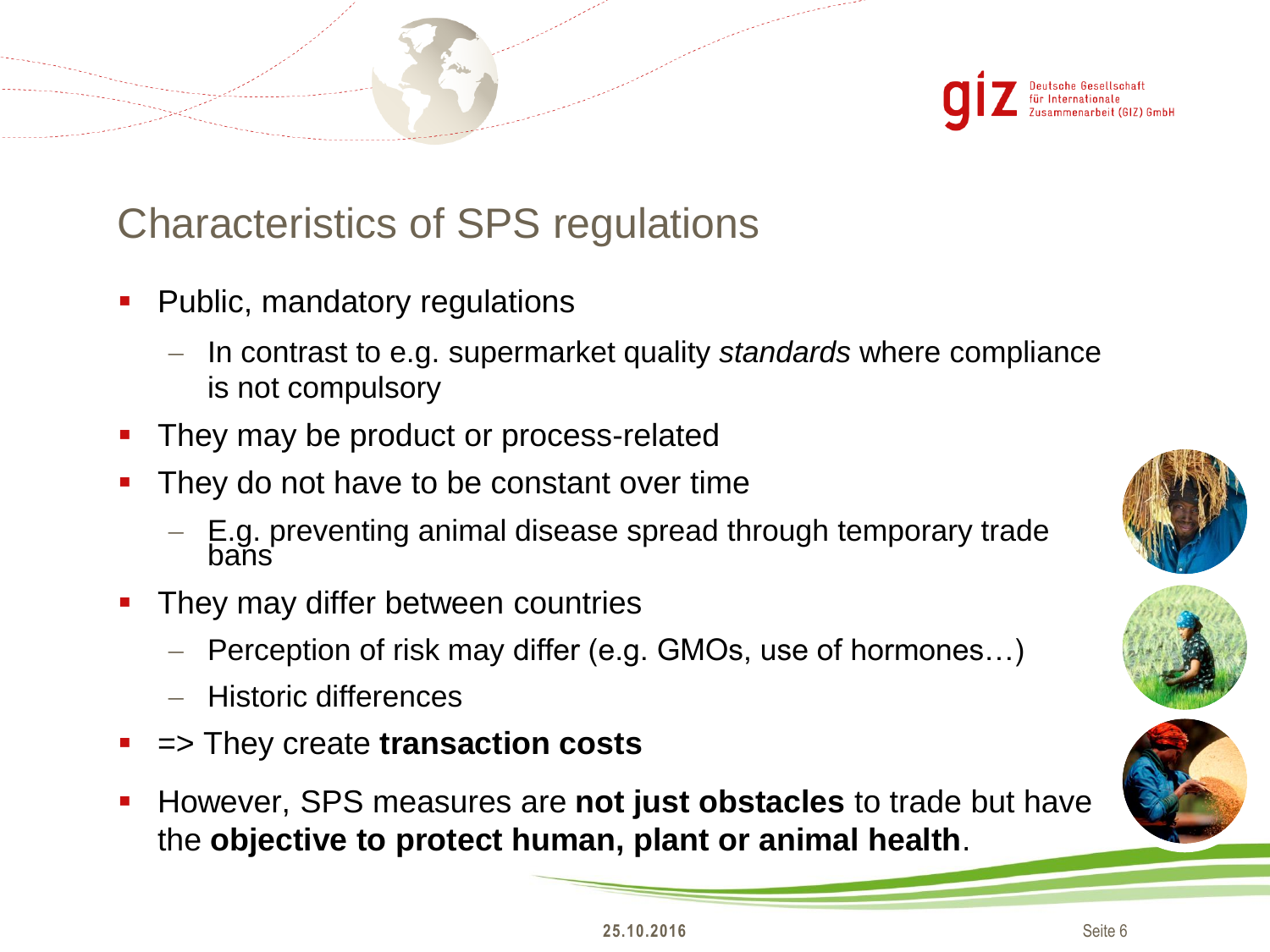## Characteristics of SPS regulations

- Public, mandatory regulations
  - In contrast to e.g. supermarket quality *standards* where compliance is not compulsory
- They may be product or process-related
- They do not have to be constant over time
  - E.g. preventing animal disease spread through temporary trade bans
- They may differ between countries
  - Perception of risk may differ (e.g. GMOs, use of hormones…)
  - Historic differences
- => They create **transaction costs**
- However, SPS measures are **not just obstacles** to trade but have the **objective to protect human, plant or animal health**.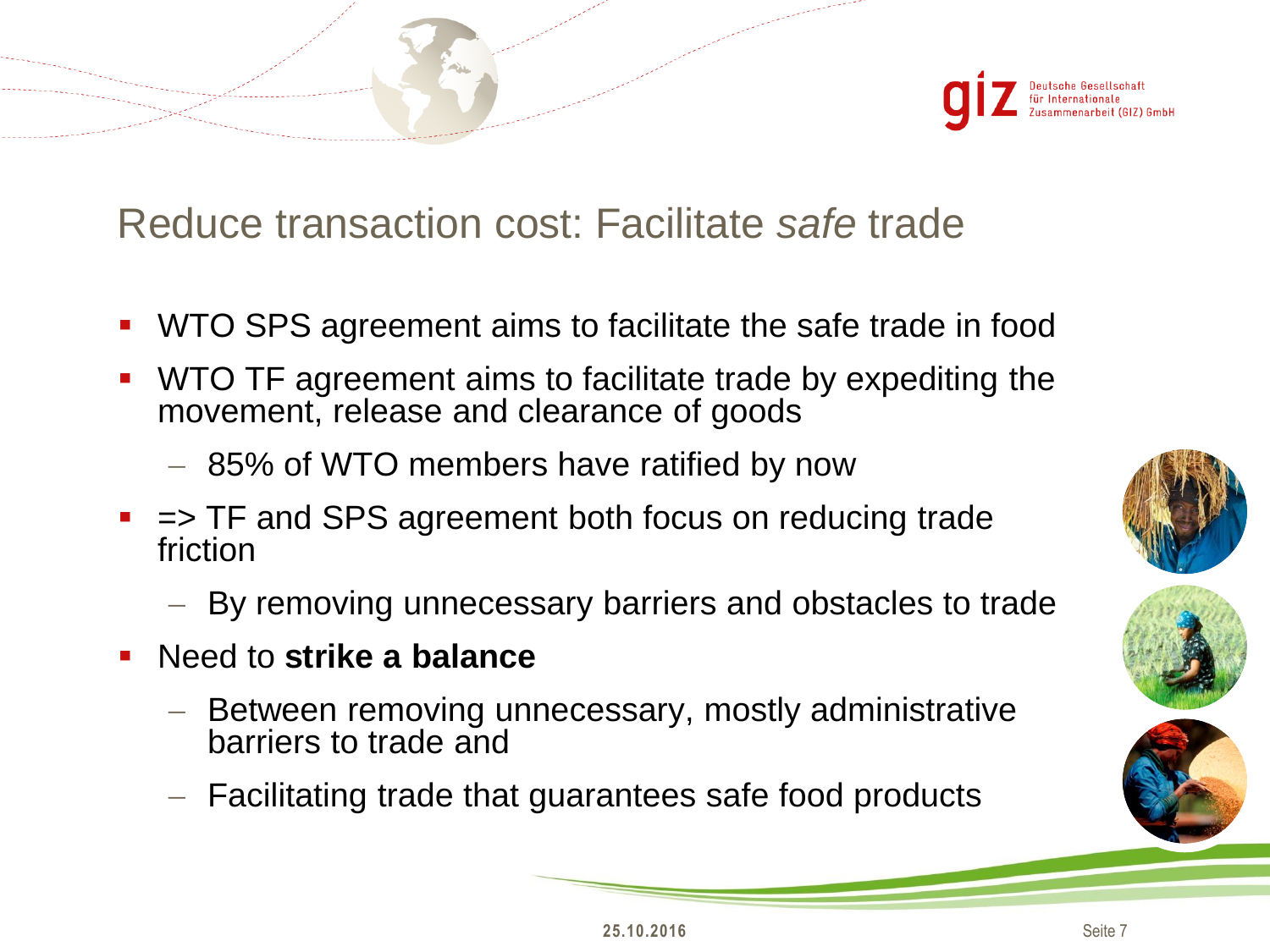# Reduce transaction cost: Facilitate *safe* trade

- WTO SPS agreement aims to facilitate the safe trade in food
- WTO TF agreement aims to facilitate trade by expediting the movement, release and clearance of goods
  - 85% of WTO members have ratified by now
- => TF and SPS agreement both focus on reducing trade friction
  - By removing unnecessary barriers and obstacles to trade
- Need to **strike a balance**
  - Between removing unnecessary, mostly administrative barriers to trade and
  - Facilitating trade that guarantees safe food products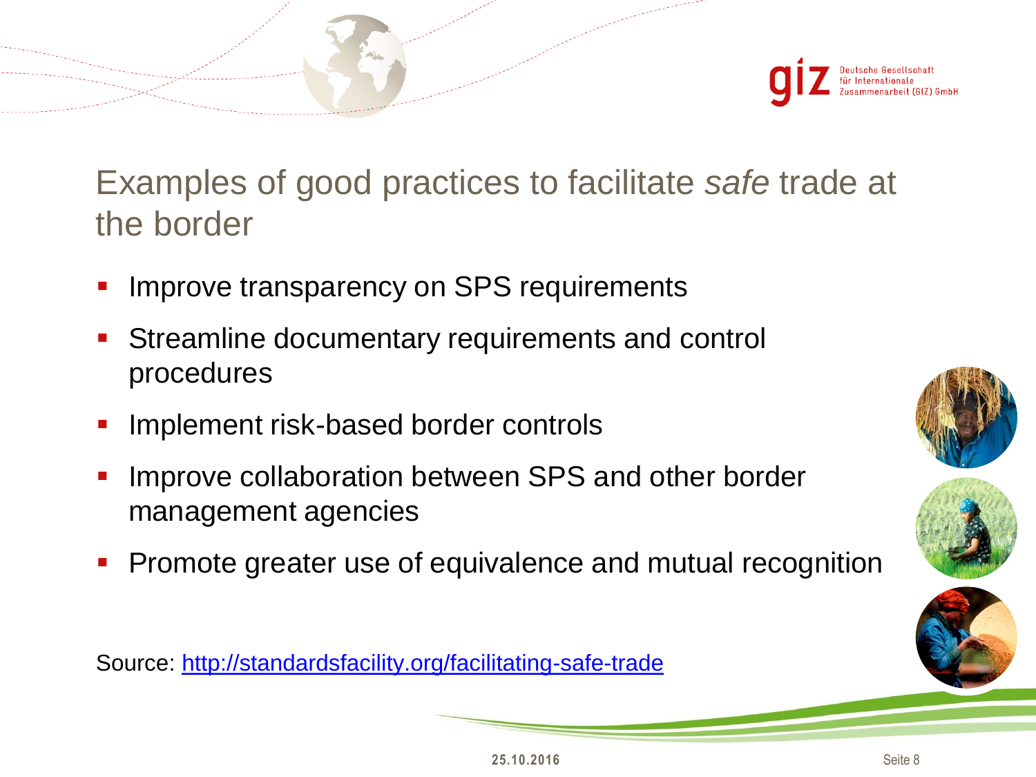# Examples of good practices to facilitate *safe* trade at the border

- Improve transparency on SPS requirements
- Streamline documentary requirements and control procedures
- Implement risk-based border controls
- Improve collaboration between SPS and other border management agencies
- Promote greater use of equivalence and mutual recognition

Source: [http://standardsfacility.org/facilitating-safe-trade](http://standardsfacility.org/facilitating-safe-trade)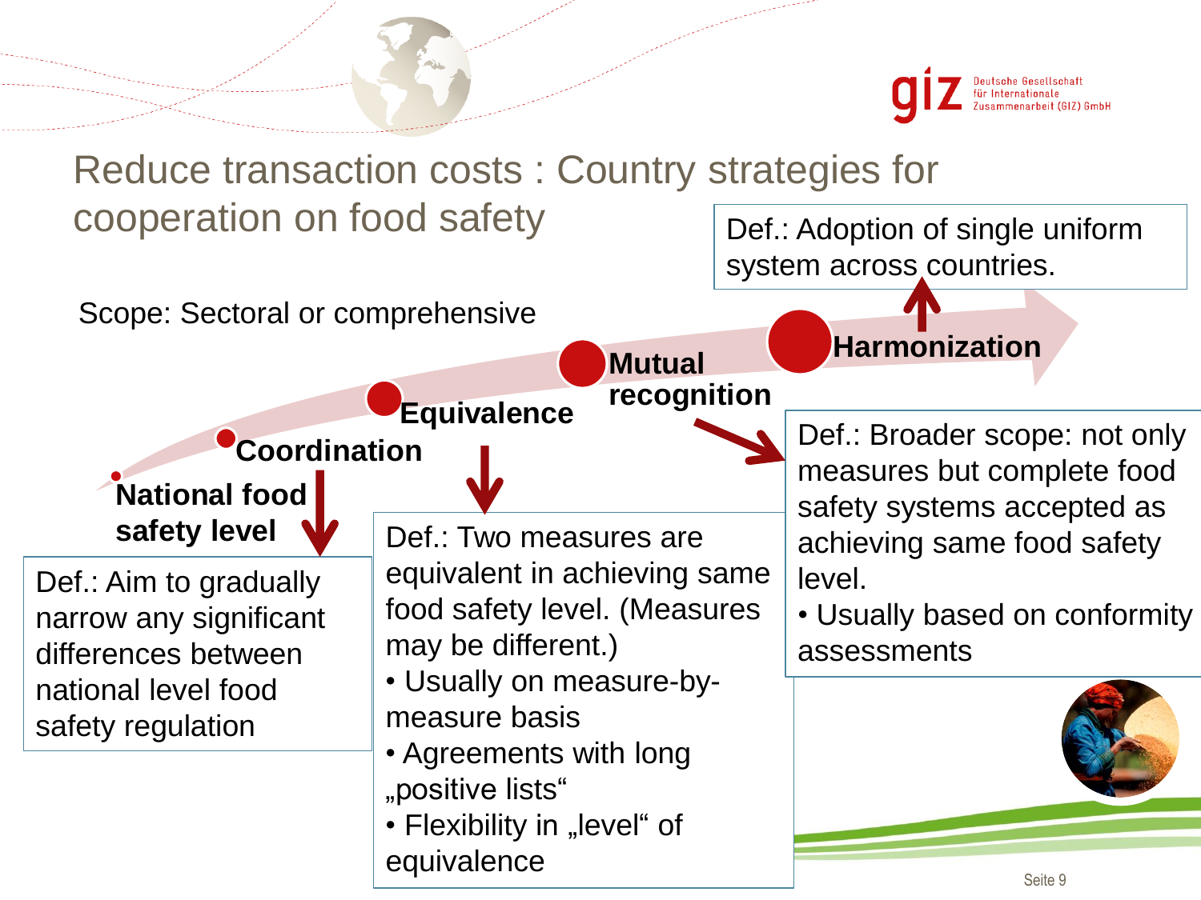# Reduce transaction costs : Country strategies for cooperation on food safety

Scope: Sectoral or comprehensive

**National food safety level**

Def.: Aim to gradually narrow any significant differences between national level food safety regulation

**Coordination**

**Equivalence**

Def.: Two measures are equivalent in achieving same food safety level. (Measures may be different.)

- Usually on measure-by-measure basis
- Agreements with long „positive lists“
- Flexibility in „level“ of equivalence

**Mutual recognition**

Def.: Broader scope: not only measures but complete food safety systems accepted as achieving same food safety level.

- Usually based on conformity assessments

**Harmonization**

Def.: Adoption of single uniform system across countries.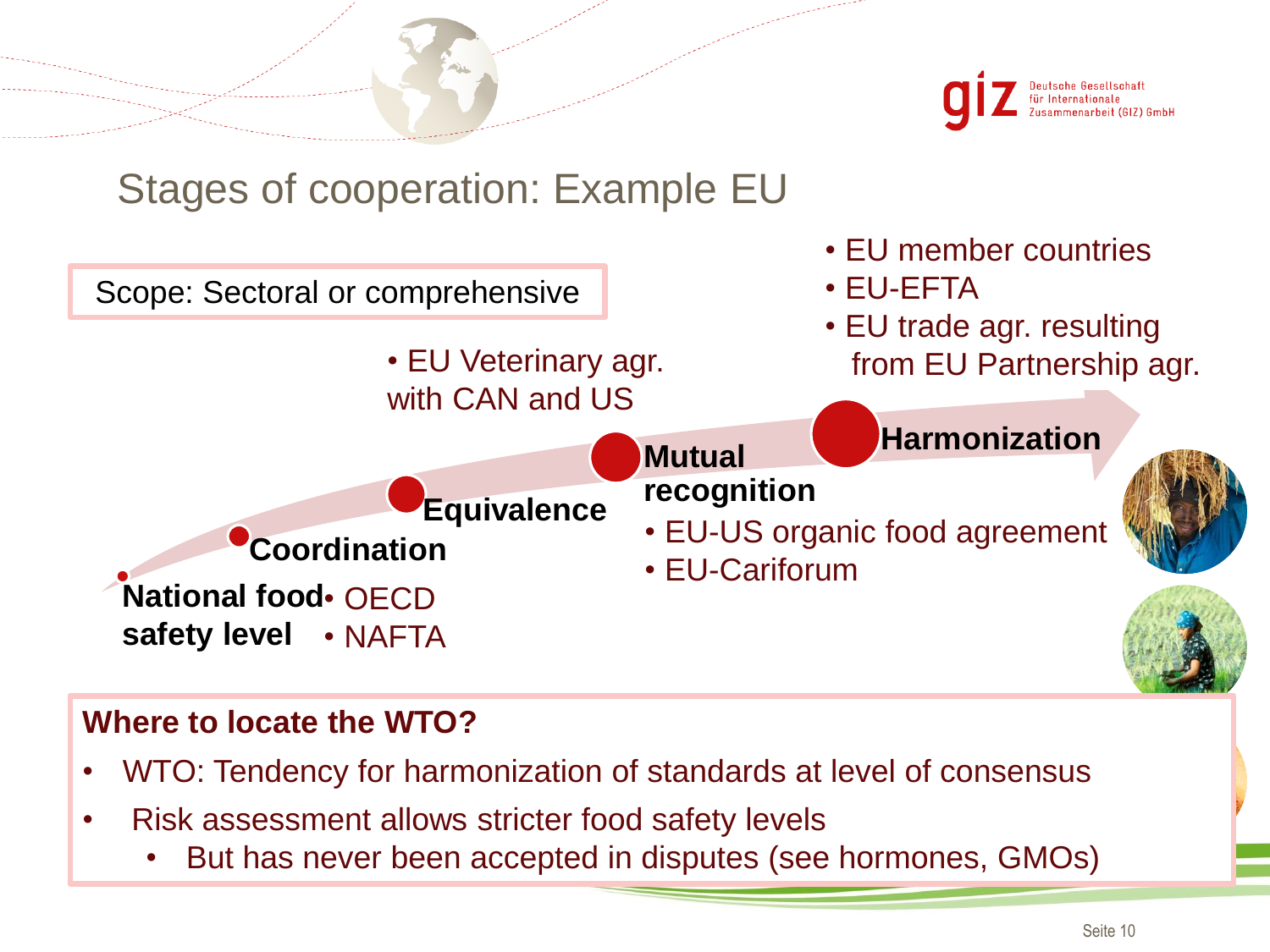# Stages of cooperation: Example EU

Scope: Sectoral or comprehensive

**National food safety level**
- OECD
- NAFTA

**Coordination**

**Equivalence**
- EU Veterinary agr. with CAN and US

**Mutual recognition**
- EU-US organic food agreement
- EU-Cariforum

**Harmonization**
- EU member countries
- EU-EFTA
- EU trade agr. resulting from EU Partnership agr.

**Where to locate the WTO?**

- WTO: Tendency for harmonization of standards at level of consensus
- Risk assessment allows stricter food safety levels
  - But has never been accepted in disputes (see hormones, GMOs)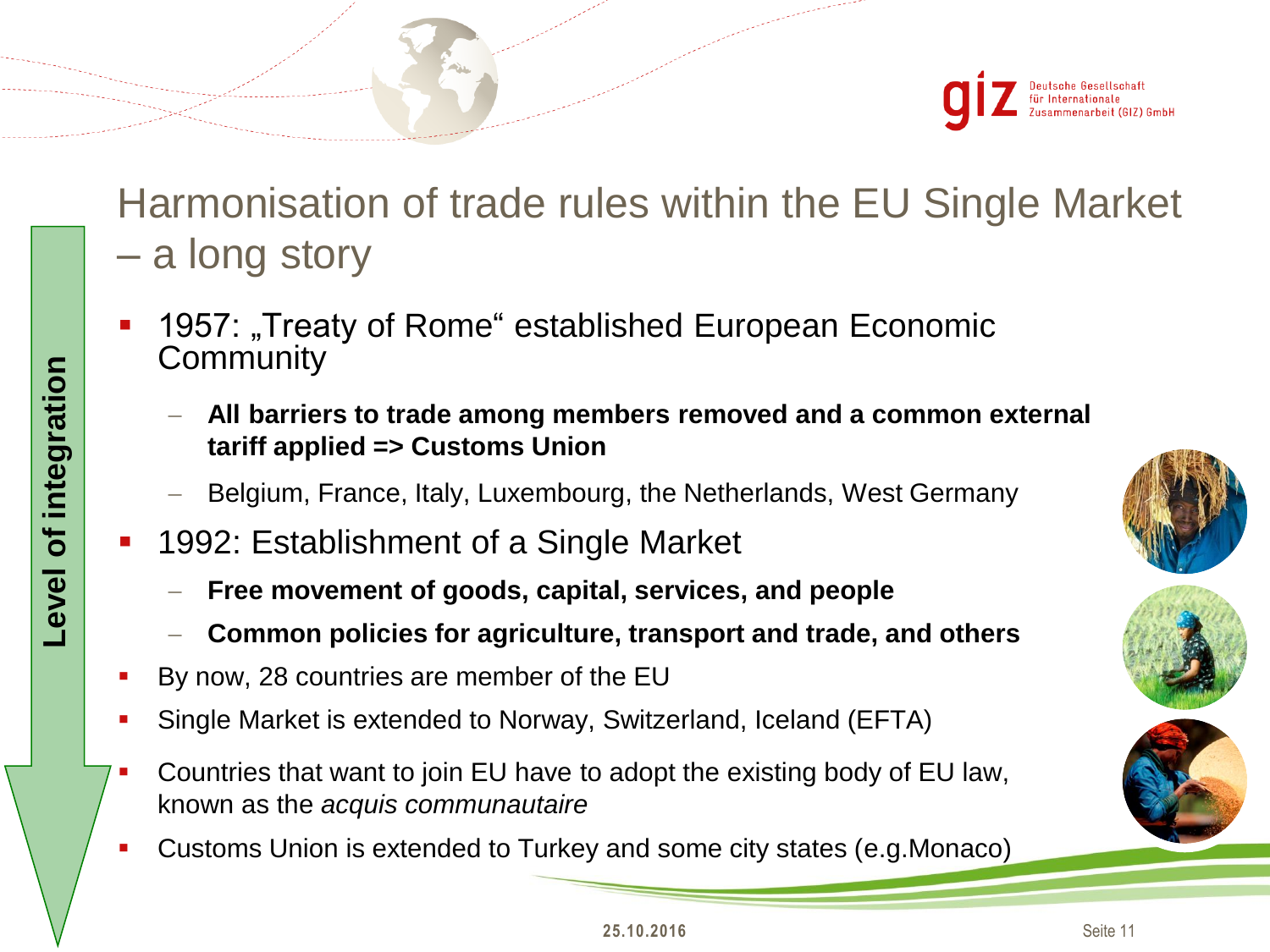# Harmonisation of trade rules within the EU Single Market – a long story

Level of integration

- 1957: „Treaty of Rome“ established European Economic Community
  - **All barriers to trade among members removed and a common external tariff applied => Customs Union**
  - Belgium, France, Italy, Luxembourg, the Netherlands, West Germany
- 1992: Establishment of a Single Market
  - **Free movement of goods, capital, services, and people**
  - **Common policies for agriculture, transport and trade, and others**
- By now, 28 countries are member of the EU
- Single Market is extended to Norway, Switzerland, Iceland (EFTA)
- Countries that want to join EU have to adopt the existing body of EU law, known as the *acquis communautaire*
- Customs Union is extended to Turkey and some city states (e.g.Monaco)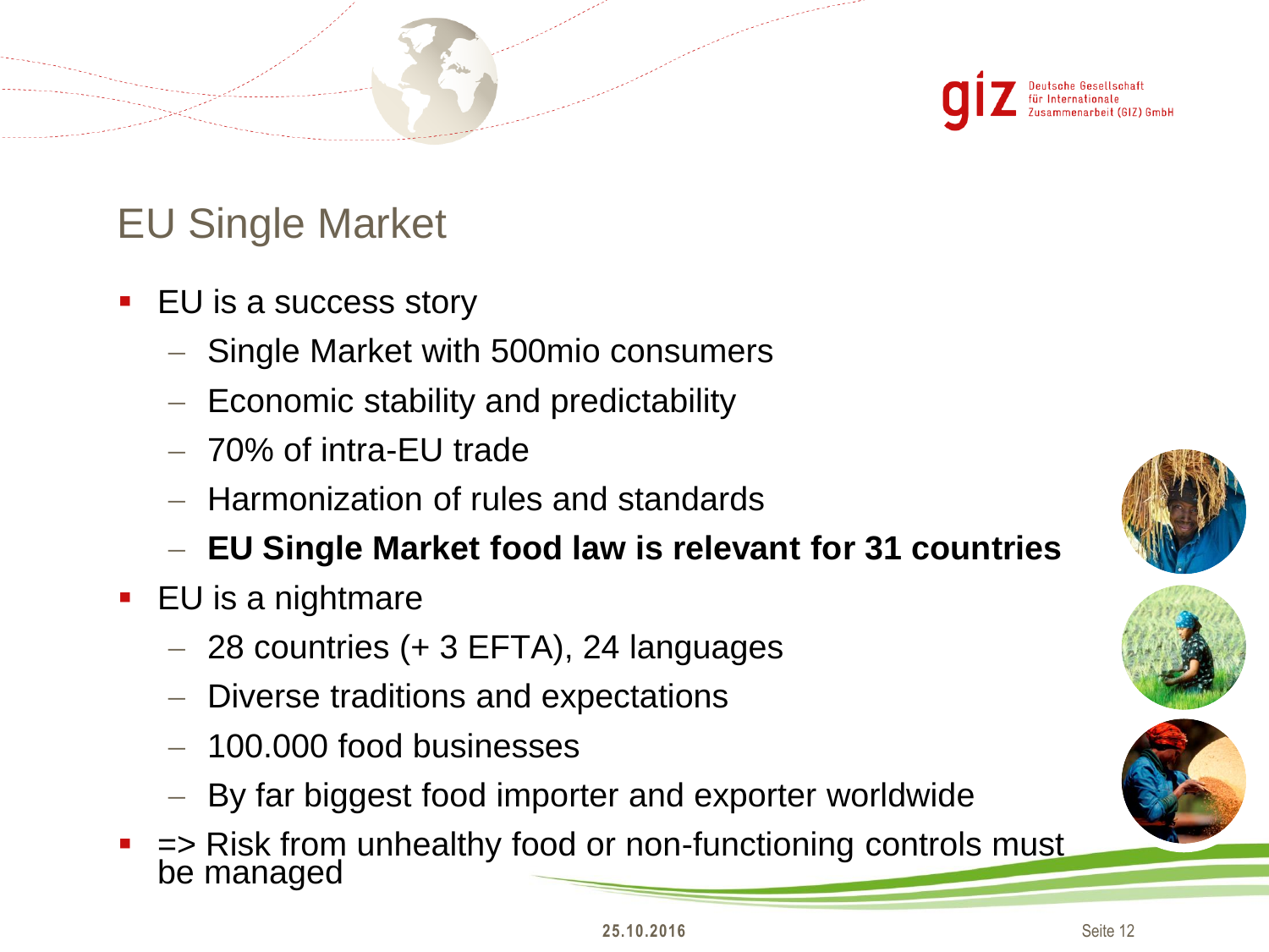# EU Single Market

- EU is a success story
  - Single Market with 500mio consumers
  - Economic stability and predictability
  - 70% of intra-EU trade
  - Harmonization of rules and standards
  - **EU Single Market food law is relevant for 31 countries**
- EU is a nightmare
  - 28 countries (+ 3 EFTA), 24 languages
  - Diverse traditions and expectations
  - 100.000 food businesses
  - By far biggest food importer and exporter worldwide
- => Risk from unhealthy food or non-functioning controls must be managed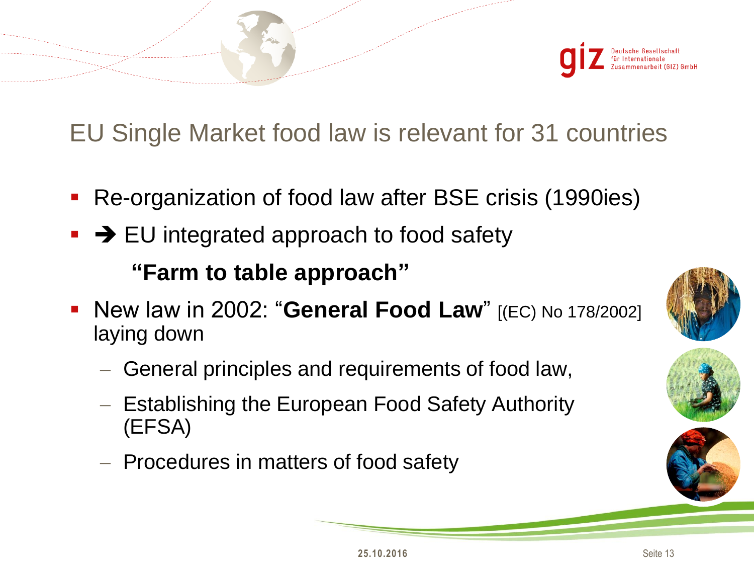# EU Single Market food law is relevant for 31 countries

- Re-organization of food law after BSE crisis (1990ies)
- ➔ EU integrated approach to food safety

  **"Farm to table approach"**
- New law in 2002: "**General Food Law**" [(EC) No 178/2002] laying down
  - General principles and requirements of food law,
  - Establishing the European Food Safety Authority (EFSA)
  - Procedures in matters of food safety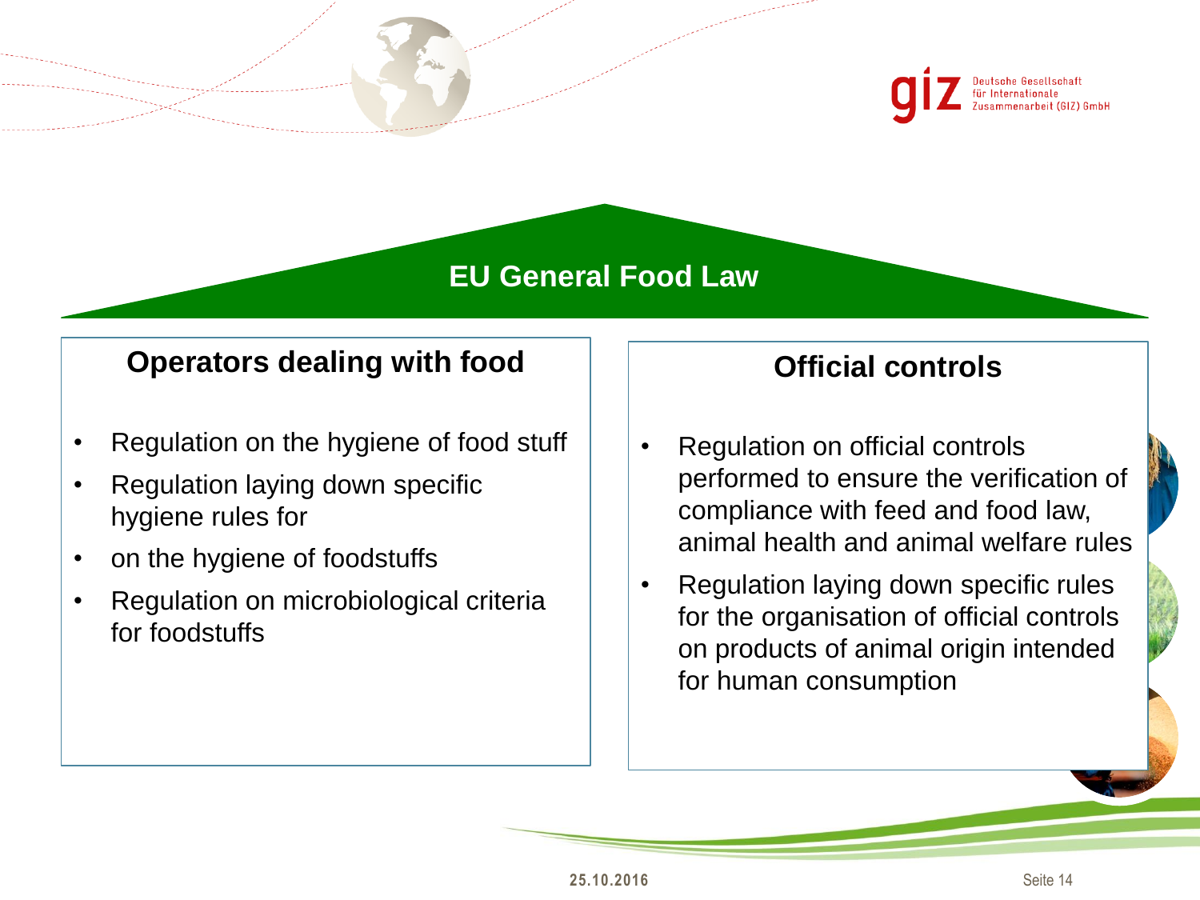# EU General Food Law

## Operators dealing with food

- Regulation on the hygiene of food stuff
- Regulation laying down specific hygiene rules for
- on the hygiene of foodstuffs
- Regulation on microbiological criteria for foodstuffs

## Official controls

- Regulation on official controls performed to ensure the verification of compliance with feed and food law, animal health and animal welfare rules
- Regulation laying down specific rules for the organisation of official controls on products of animal origin intended for human consumption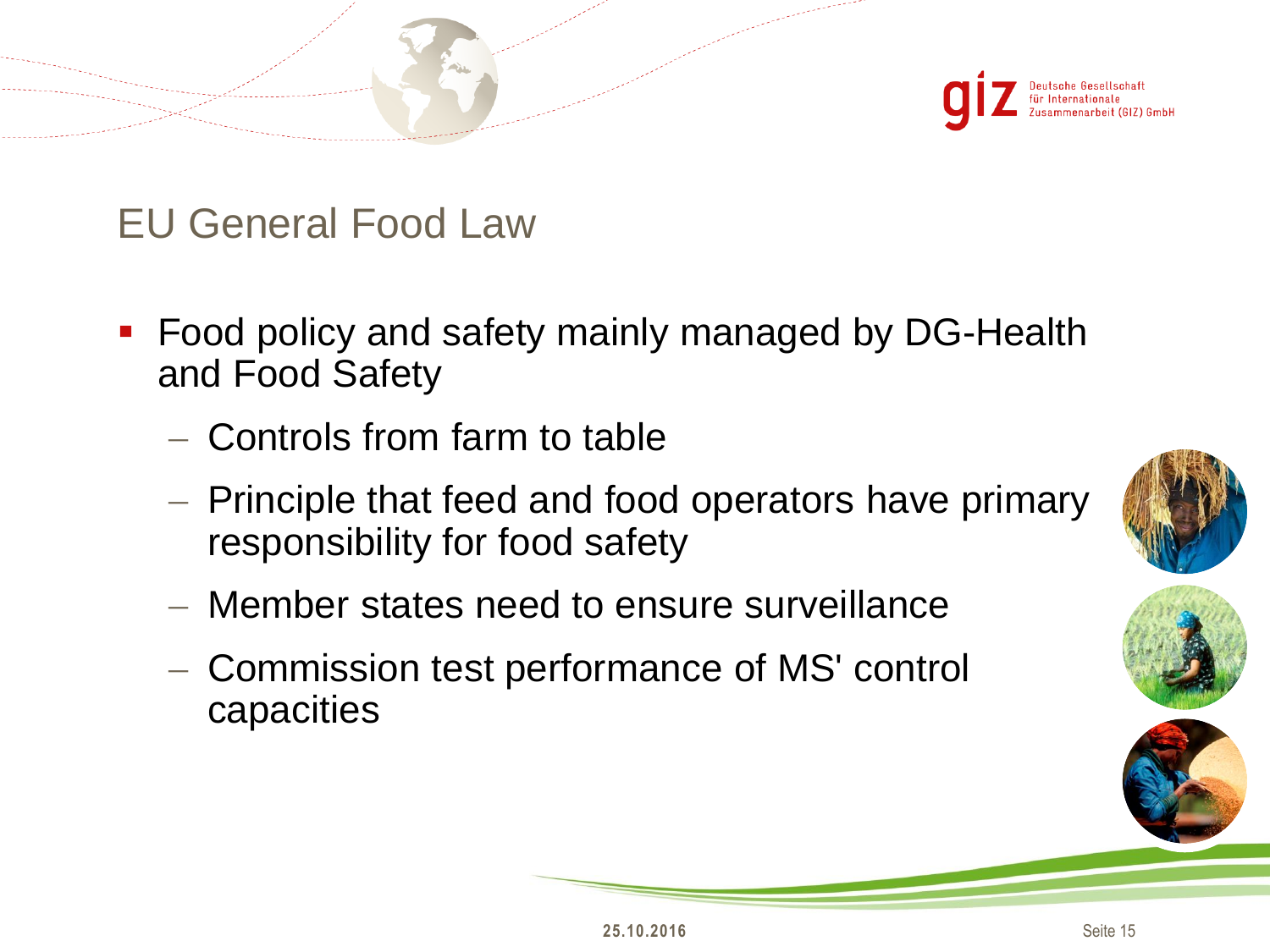# EU General Food Law

- Food policy and safety mainly managed by DG-Health and Food Safety
  - Controls from farm to table
  - Principle that feed and food operators have primary responsibility for food safety
  - Member states need to ensure surveillance
  - Commission test performance of MS' control capacities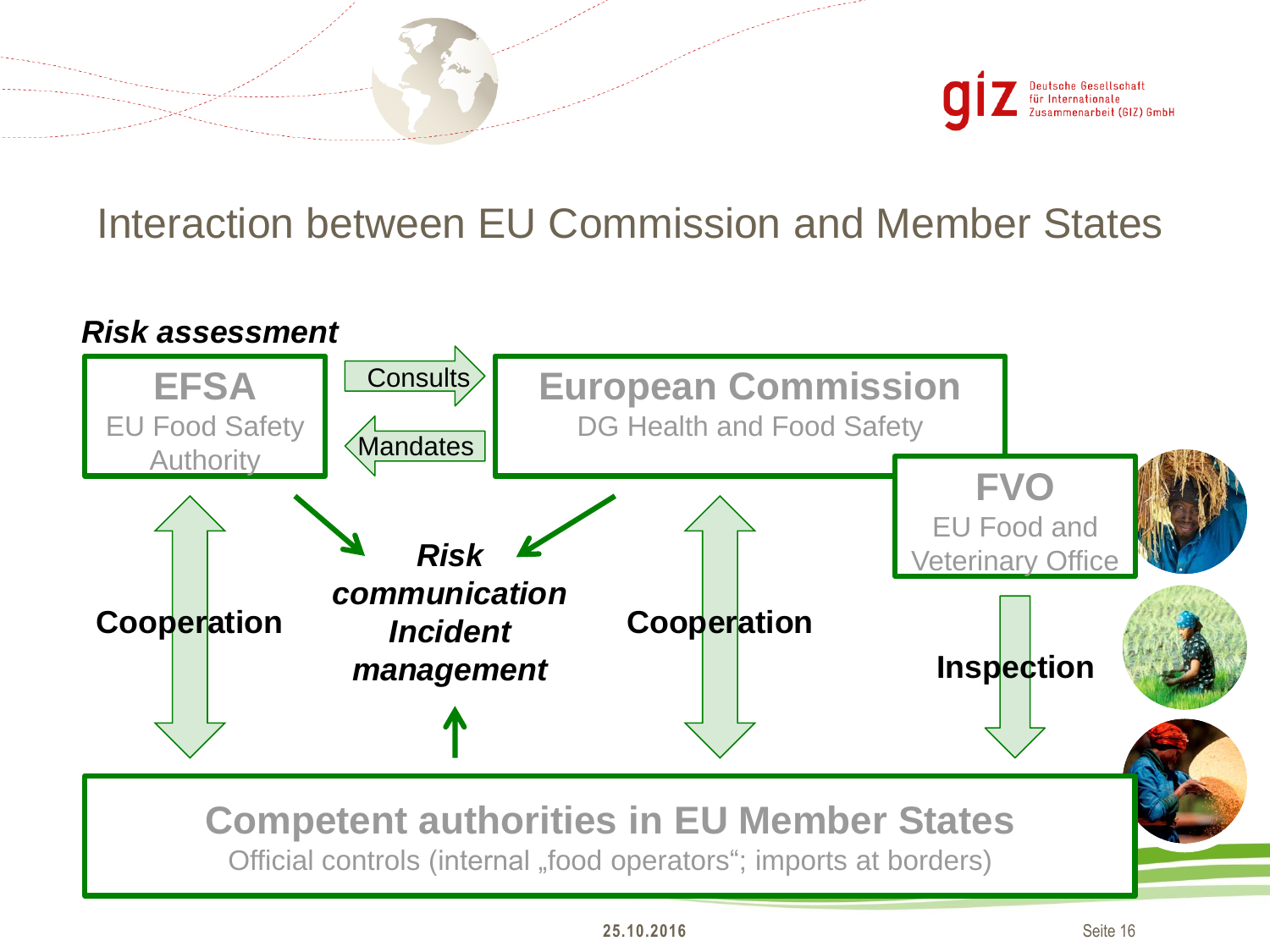# Interaction between EU Commission and Member States

***Risk assessment***

**EFSA**
EU Food Safety Authority

Consults →
← Mandates

**European Commission**
DG Health and Food Safety

**FVO**
EU Food and Veterinary Office

**Cooperation**

***Risk communication Incident management***

**Cooperation**

**Inspection**

**Competent authorities in EU Member States**
Official controls (internal „food operators“; imports at borders)

25.10.2016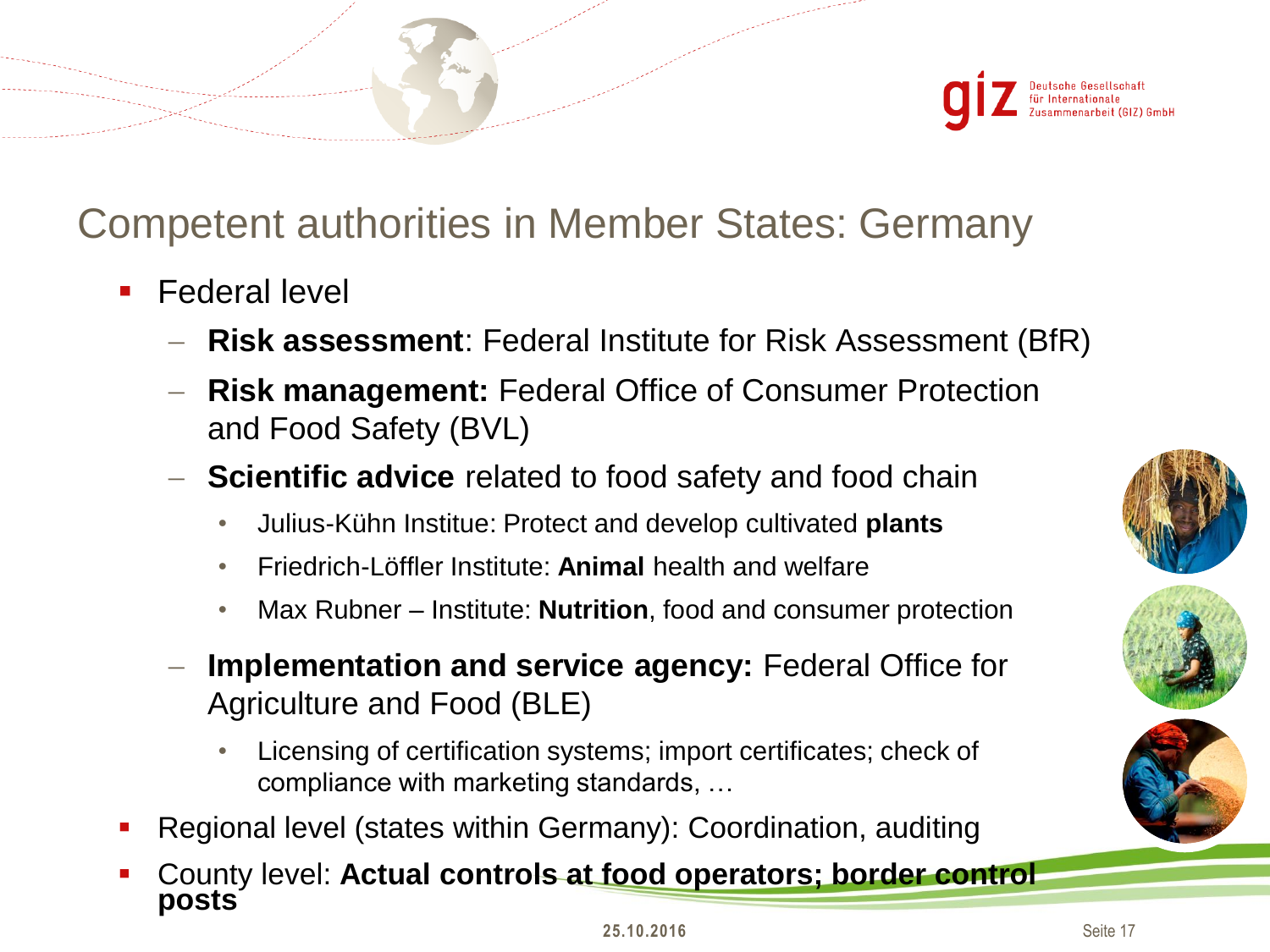# Competent authorities in Member States: Germany

- Federal level
  - **Risk assessment**: Federal Institute for Risk Assessment (BfR)
  - **Risk management:** Federal Office of Consumer Protection and Food Safety (BVL)
  - **Scientific advice** related to food safety and food chain
    - Julius-Kühn Institue: Protect and develop cultivated **plants**
    - Friedrich-Löffler Institute: **Animal** health and welfare
    - Max Rubner – Institute: **Nutrition**, food and consumer protection
  - **Implementation and service agency:** Federal Office for Agriculture and Food (BLE)
    - Licensing of certification systems; import certificates; check of compliance with marketing standards, …
- Regional level (states within Germany): Coordination, auditing
- County level: **Actual controls at food operators; border control posts**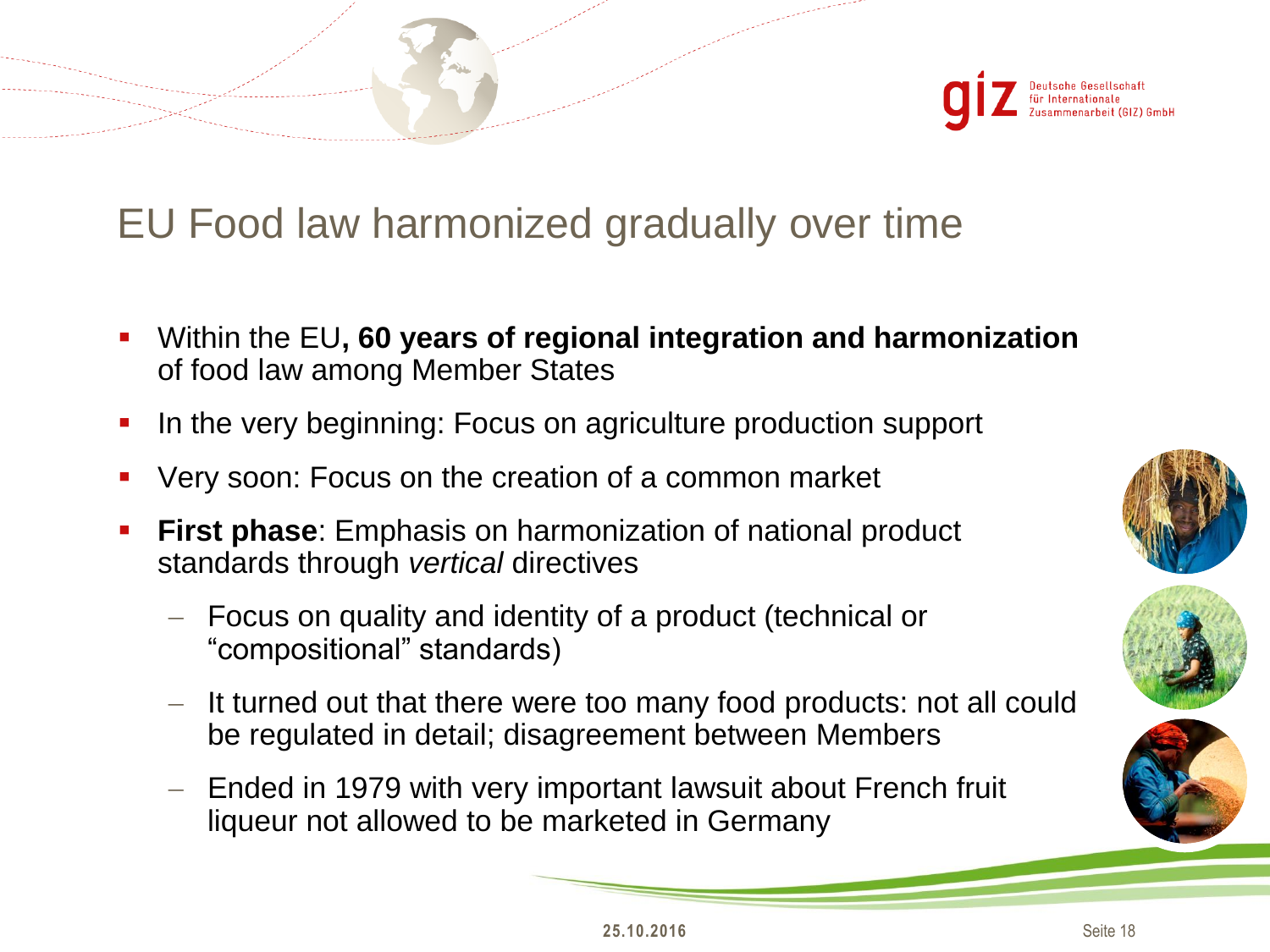# EU Food law harmonized gradually over time

- Within the EU**, 60 years of regional integration and harmonization** of food law among Member States
- In the very beginning: Focus on agriculture production support
- Very soon: Focus on the creation of a common market
- **First phase**: Emphasis on harmonization of national product standards through *vertical* directives
  - Focus on quality and identity of a product (technical or "compositional" standards)
  - It turned out that there were too many food products: not all could be regulated in detail; disagreement between Members
  - Ended in 1979 with very important lawsuit about French fruit liqueur not allowed to be marketed in Germany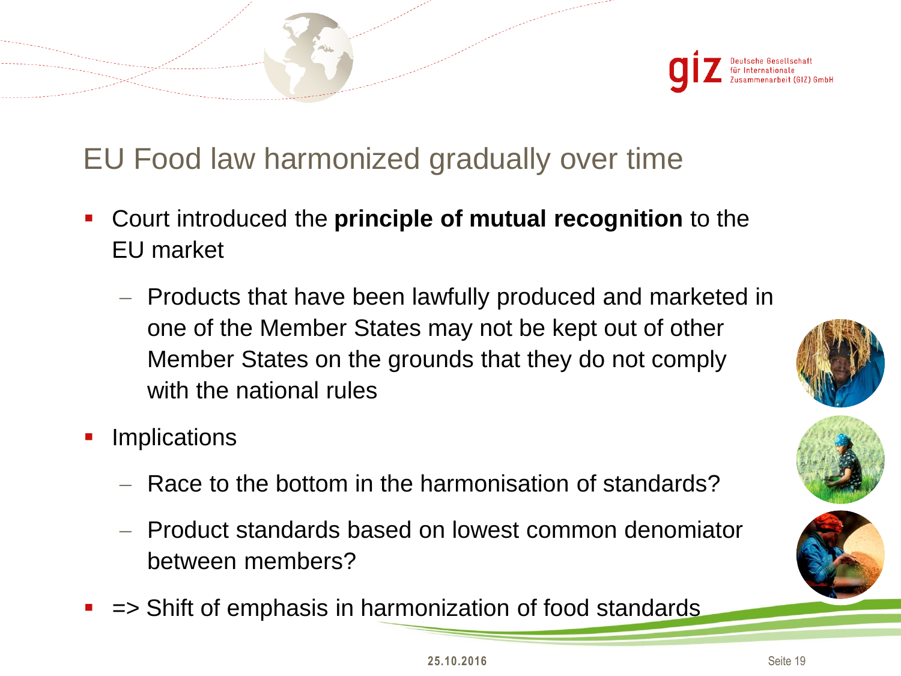# EU Food law harmonized gradually over time

- Court introduced the **principle of mutual recognition** to the EU market
  - Products that have been lawfully produced and marketed in one of the Member States may not be kept out of other Member States on the grounds that they do not comply with the national rules
- Implications
  - Race to the bottom in the harmonisation of standards?
  - Product standards based on lowest common denomiator between members?
- => Shift of emphasis in harmonization of food standards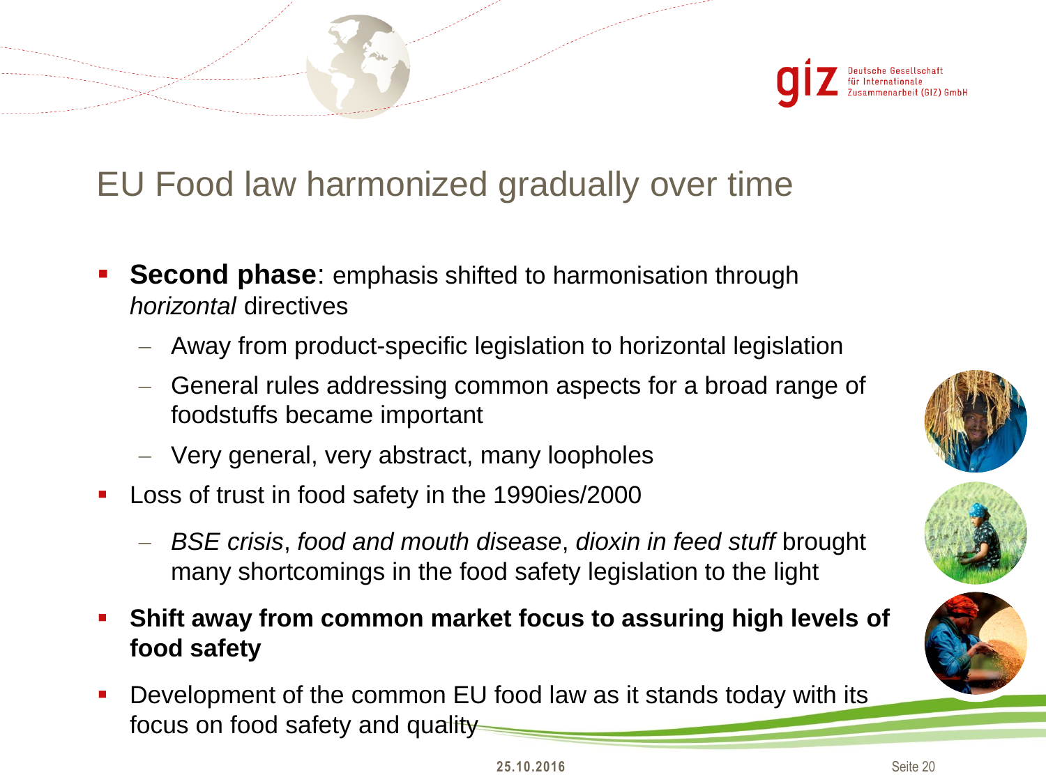# EU Food law harmonized gradually over time

- **Second phase**: emphasis shifted to harmonisation through *horizontal* directives
  - Away from product-specific legislation to horizontal legislation
  - General rules addressing common aspects for a broad range of foodstuffs became important
  - Very general, very abstract, many loopholes
- Loss of trust in food safety in the 1990ies/2000
  - *BSE crisis*, *food and mouth disease*, *dioxin in feed stuff* brought many shortcomings in the food safety legislation to the light
- **Shift away from common market focus to assuring high levels of food safety**
- Development of the common EU food law as it stands today with its focus on food safety and quality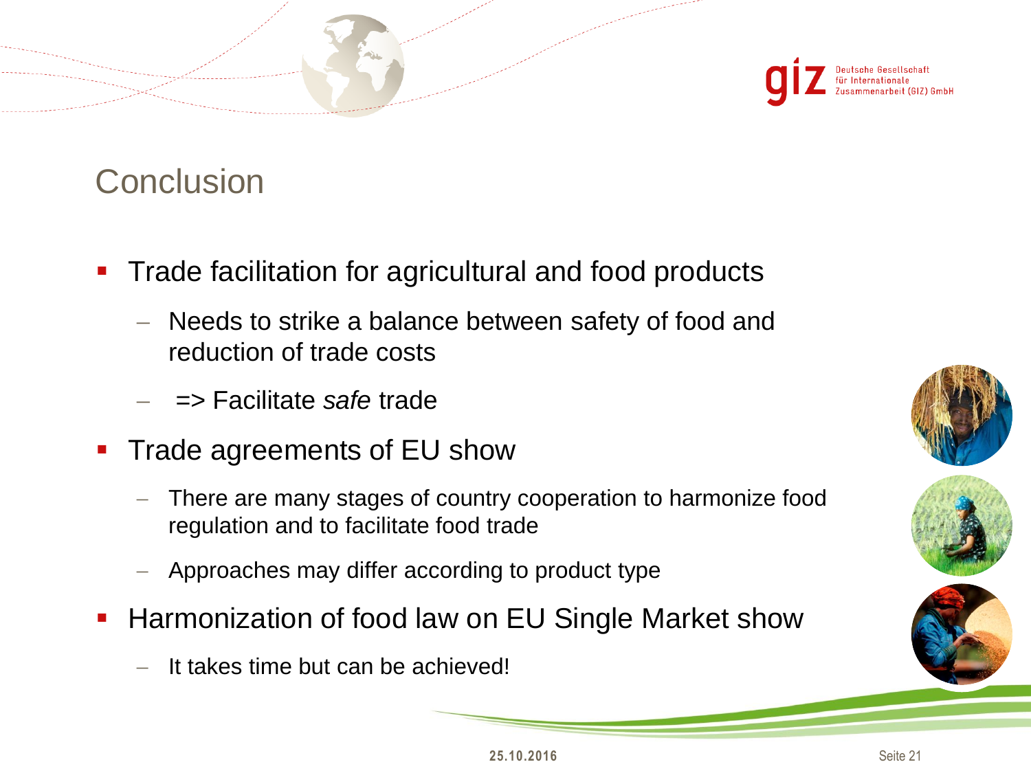# Conclusion

- Trade facilitation for agricultural and food products
  - Needs to strike a balance between safety of food and reduction of trade costs
  - => Facilitate *safe* trade
- Trade agreements of EU show
  - There are many stages of country cooperation to harmonize food regulation and to facilitate food trade
  - Approaches may differ according to product type
- Harmonization of food law on EU Single Market show
  - It takes time but can be achieved!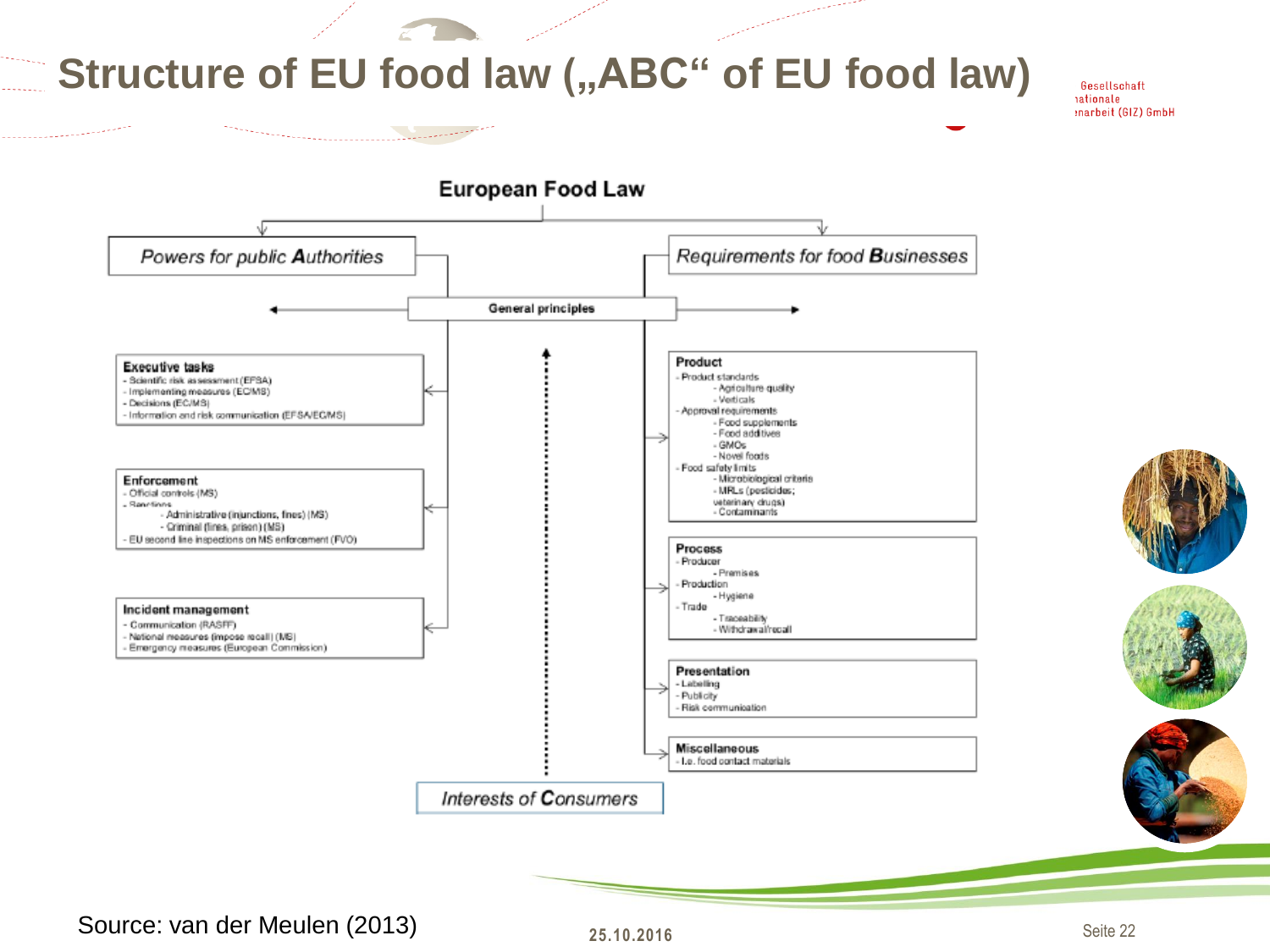# Structure of EU food law („ABC“ of EU food law)

## European Food Law

**Powers for public *A*uthorities**

**Requirements for food *B*usinesses**

**General principles**

**Executive tasks**
- Scientific risk assessment (EFSA)
- Implementing measures (EC/MS)
- Decisions (EC/MS)
- Information and risk communication (EFSA/EC/MS)

**Enforcement**
- Official controls (MS)
- Sanctions
  - Administrative (injunctions, fines) (MS)
  - Criminal (fines, prison) (MS)
- EU second line inspections on MS enforcement (FVO)

**Incident management**
- Communication (RASFF)
- National measures (impose recall) (MS)
- Emergency measures (European Commission)

**Product**
- Product standards
  - Agriculture quality
  - Verticals
- Approval requirements
  - Food supplements
  - Food additives
  - GMOs
  - Novel foods
- Food safety limits
  - Microbiological criteria
  - MRLs (pesticides; veterinary drugs)
  - Contaminants

**Process**
- Producer
  - Premises
- Production
  - Hygiene
- Trade
  - Traceability
  - Withdrawal/recall

**Presentation**
- Labelling
- Publicity
- Risk communication

**Miscellaneous**
- I.e. food contact materials

**Interests of *C*onsumers**

Source: van der Meulen (2013)

25.10.2016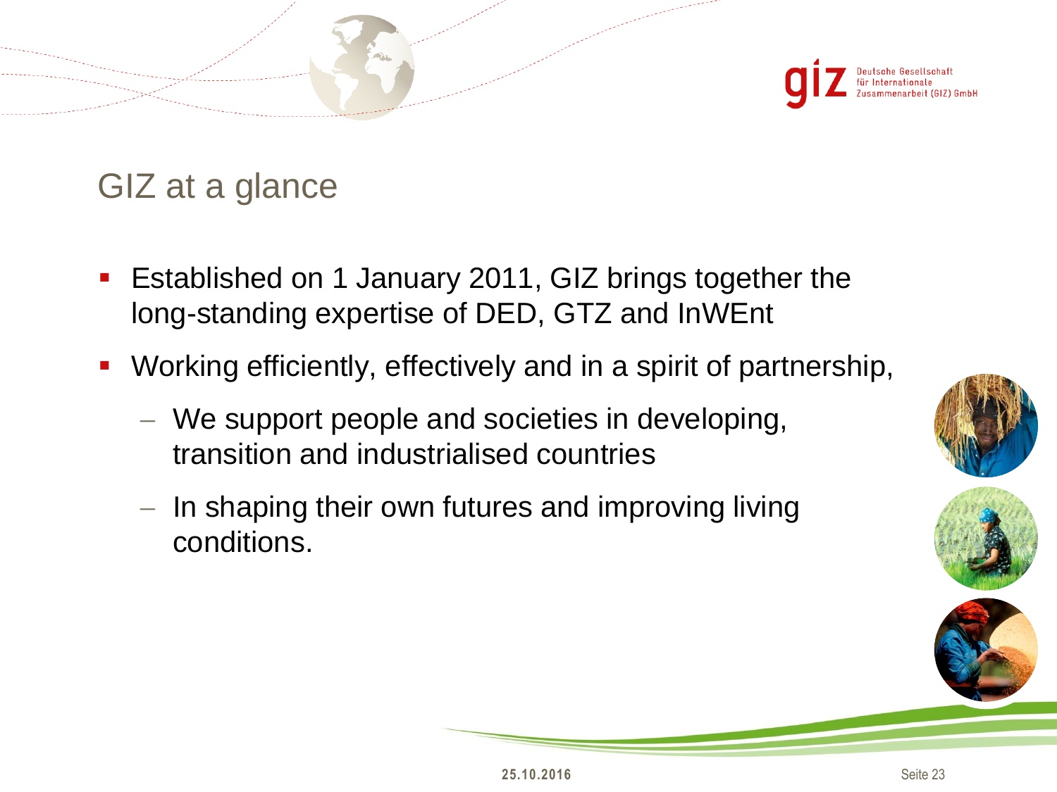# GIZ at a glance

- Established on 1 January 2011, GIZ brings together the long-standing expertise of DED, GTZ and InWEnt
- Working efficiently, effectively and in a spirit of partnership,
  - We support people and societies in developing, transition and industrialised countries
  - In shaping their own futures and improving living conditions.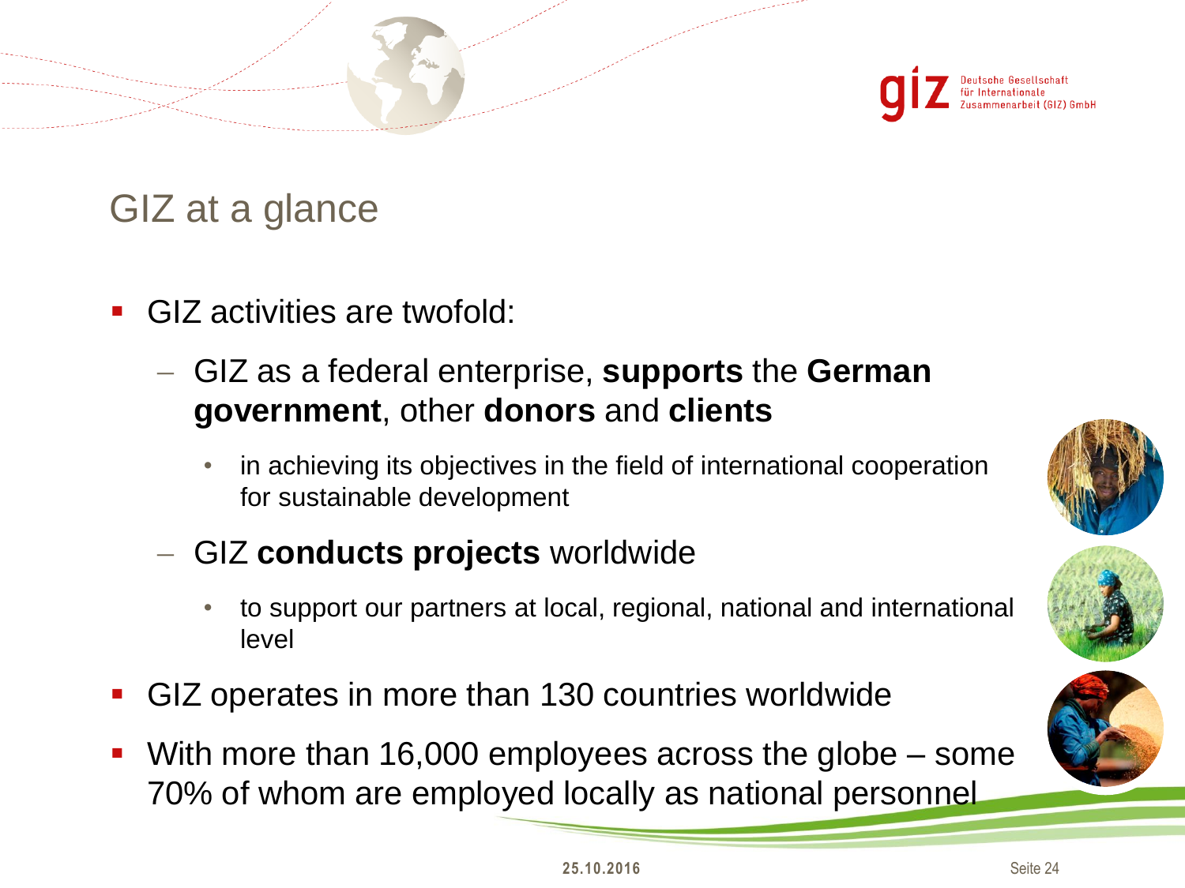# GIZ at a glance

- GIZ activities are twofold:
  - GIZ as a federal enterprise, **supports** the **German government**, other **donors** and **clients**
    - in achieving its objectives in the field of international cooperation for sustainable development
  - GIZ **conducts projects** worldwide
    - to support our partners at local, regional, national and international level
- GIZ operates in more than 130 countries worldwide
- With more than 16,000 employees across the globe – some 70% of whom are employed locally as national personnel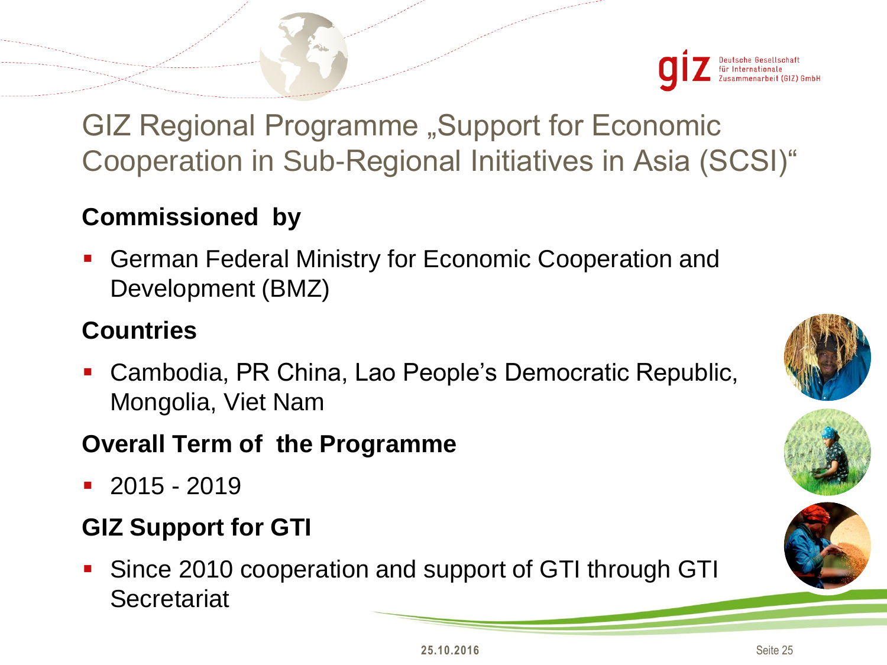# GIZ Regional Programme „Support for Economic Cooperation in Sub-Regional Initiatives in Asia (SCSI)“

### Commissioned by

- German Federal Ministry for Economic Cooperation and Development (BMZ)

### Countries

- Cambodia, PR China, Lao People's Democratic Republic, Mongolia, Viet Nam

### Overall Term of the Programme

- 2015 - 2019

### GIZ Support for GTI

- Since 2010 cooperation and support of GTI through GTI Secretariat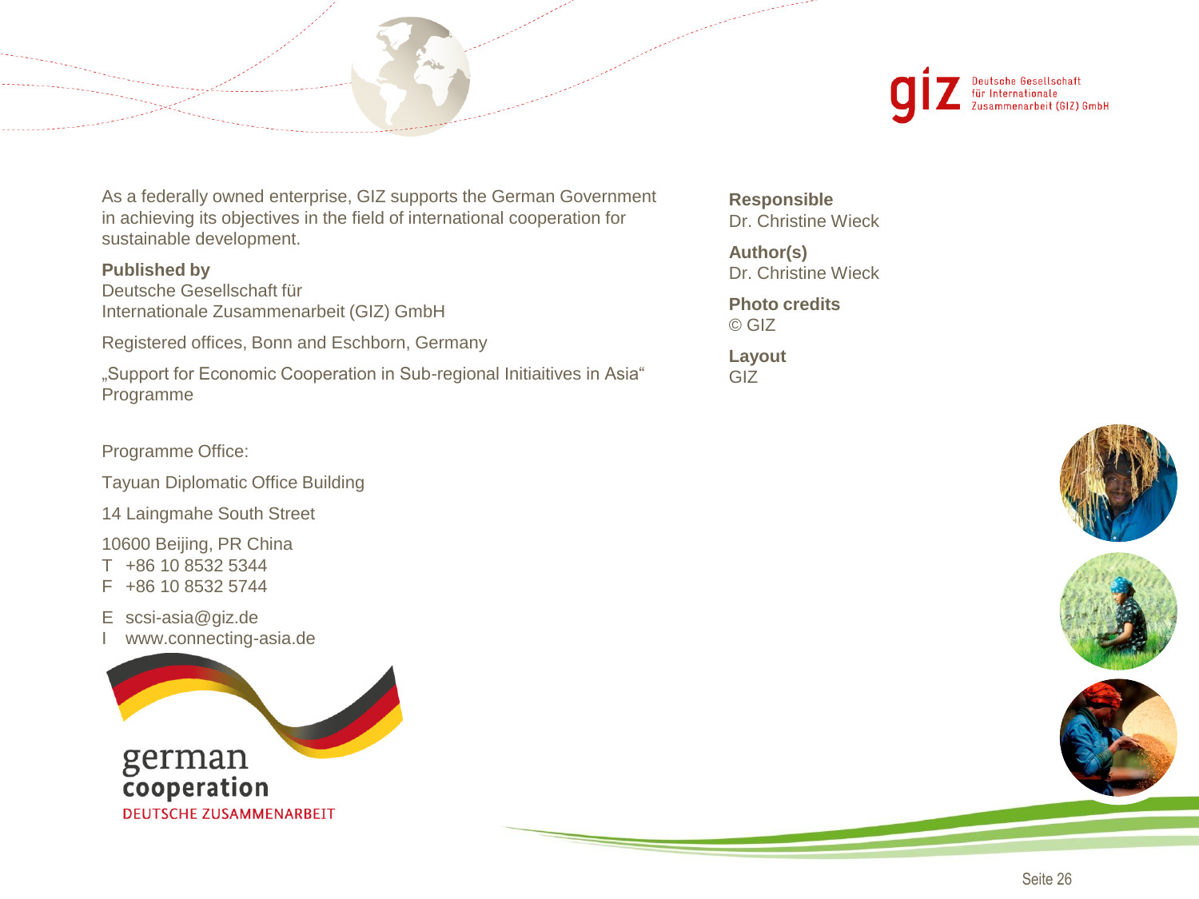As a federally owned enterprise, GIZ supports the German Government in achieving its objectives in the field of international cooperation for sustainable development.

**Published by**
Deutsche Gesellschaft für
Internationale Zusammenarbeit (GIZ) GmbH

Registered offices, Bonn and Eschborn, Germany

„Support for Economic Cooperation in Sub-regional Initiaitives in Asia“ Programme

Programme Office:

Tayuan Diplomatic Office Building

14 Laingmahe South Street

10600 Beijing, PR China
T +86 10 8532 5344
F +86 10 8532 5744

E scsi-asia@giz.de
I www.connecting-asia.de

**Responsible**
Dr. Christine Wieck

**Author(s)**
Dr. Christine Wieck

**Photo credits**
© GIZ

**Layout**
GIZ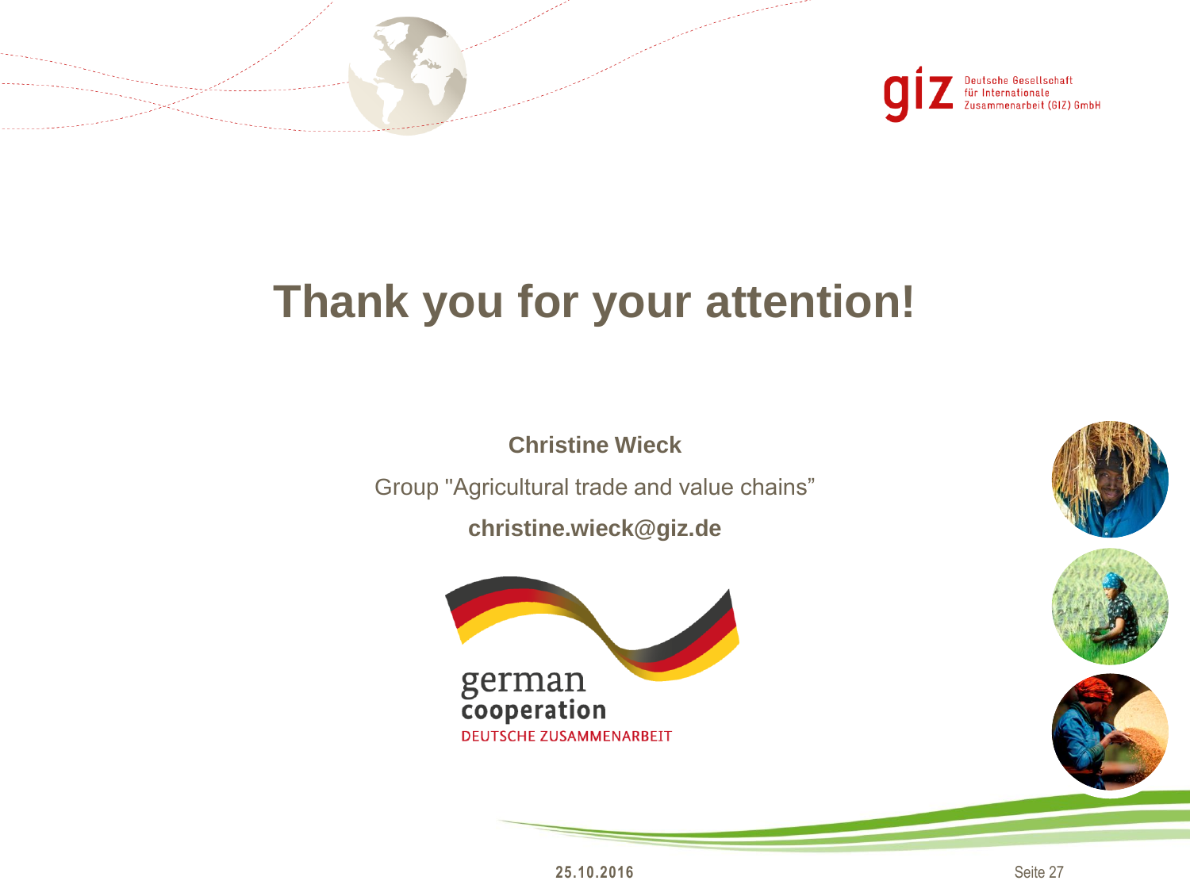# Thank you for your attention!

**Christine Wieck**

Group "Agricultural trade and value chains”

**christine.wieck@giz.de**

25.10.2016